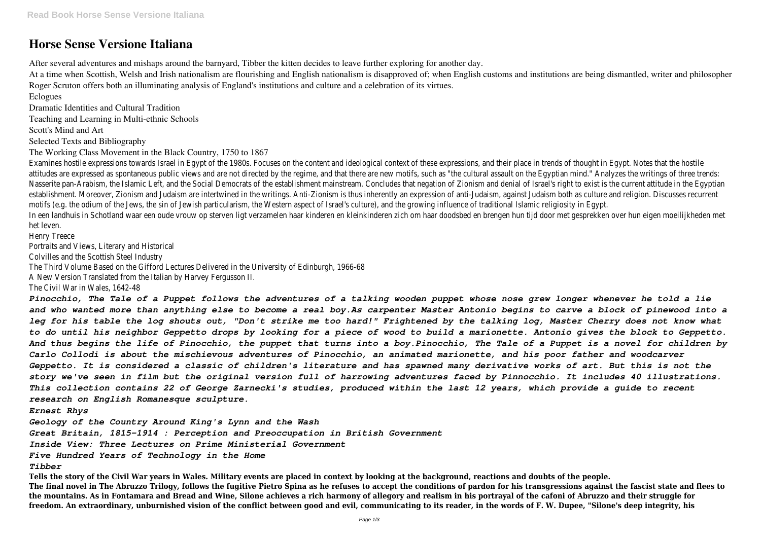# Horse Sense Versione Italiana

After several adventures and mishaps around the barnyard, Tibber the kitten decides to leave further exploring for another day.

At a time when Scottish, Welsh and Irish nationalism are flourishing and English nationalism is disapproved of; when English customs and institutions are being dismantled, writer and philosopher Roger Scruton offers both an illuminating analysis of England's institutions and culture and a celebration of its virtues.

Eclogues

Dramatic Identities and Cultural Tradition

Teaching and Learning in Multi-ethnic Schools

Scott's Mind and Art

Selected Texts and Bibliography

The Working Class Movement in the Black Country, 1750 to 1867

Examines hostile expressions towards Israel in Egypt of the 1980s. Focuses on the content and ideological context of these expressions, and their place in trends of thought in Egypt. Notes that the hostile attitudes are expressed as spontaneous public views and are not directed by the regime, and that there are new motifs, such as "the cultural assault on the Egyptian mind." Analyzes the writings of three trends: Nasserite pan-Arabism, the Islamic Left, and the Social Democrats of the establishment mainstream. Concludes that negation of Zionism and denial of Israel's right to exist is the current attitude in the Egyptian establishment. Moreover, Zionism and Judaism are intertwined in the writings. Anti-Zionism is thus inherently an expression of anti-Judaism, against Judaism both as culture and religion. Discusses recurrent motifs (e.g. the odium of the Jews, the sin of Jewish particularism, the Western aspect of Israel's culture), and the growing influence of traditional Islamic religiosity in Egypt.

In een landhuis in Schotland waar een oude vrouw op sterven ligt verzamelen haar kinderen en kleinkinderen zich om haar doodsbed en brengen hun tijd door met gesprekken over hun eigen moeilijkheden met het leven.

Henry Treece

Portraits and Views, Literary and Historical

Colvilles and the Scottish Steel Industry

The Third Volume Based on the Gifford Lectures Delivered in the University of Edinburgh, 1966-68

A New Version Translated from the Italian by Harvey Fergusson II.

The Civil War in Wales, 1642-48

***Pinocchio, The Tale of a Puppet follows the adventures of a talking wooden puppet whose nose grew longer whenever he told a lie and who wanted more than anything else to become a real boy.As carpenter Master Antonio begins to carve a block of pinewood into a leg for his table the log shouts out, "Don't strike me too hard!" Frightened by the talking log, Master Cherry does not know what to do until his neighbor Geppetto drops by looking for a piece of wood to build a marionette. Antonio gives the block to Geppetto. And thus begins the life of Pinocchio, the puppet that turns into a boy.Pinocchio, The Tale of a Puppet is a novel for children by Carlo Collodi is about the mischievous adventures of Pinocchio, an animated marionette, and his poor father and woodcarver Geppetto. It is considered a classic of children's literature and has spawned many derivative works of art. But this is not the story we've seen in film but the original version full of harrowing adventures faced by Pinnocchio. It includes 40 illustrations. This collection contains 22 of George Zarnecki's studies, produced within the last 12 years, which provide a guide to recent research on English Romanesque sculpture.***

***Ernest Rhys***

***Geology of the Country Around King's Lynn and the Wash***

***Great Britain, 1815-1914 : Perception and Preoccupation in British Government***

***Inside View: Three Lectures on Prime Ministerial Government***

***Five Hundred Years of Technology in the Home***

***Tibber***

**Tells the story of the Civil War years in Wales. Military events are placed in context by looking at the background, reactions and doubts of the people.**

**The final novel in The Abruzzo Trilogy, follows the fugitive Pietro Spina as he refuses to accept the conditions of pardon for his transgressions against the fascist state and flees to the mountains. As in Fontamara and Bread and Wine, Silone achieves a rich harmony of allegory and realism in his portrayal of the cafoni of Abruzzo and their struggle for freedom. An extraordinary, unburnished vision of the conflict between good and evil, communicating to its reader, in the words of F. W. Dupee, "Silone's deep integrity, his**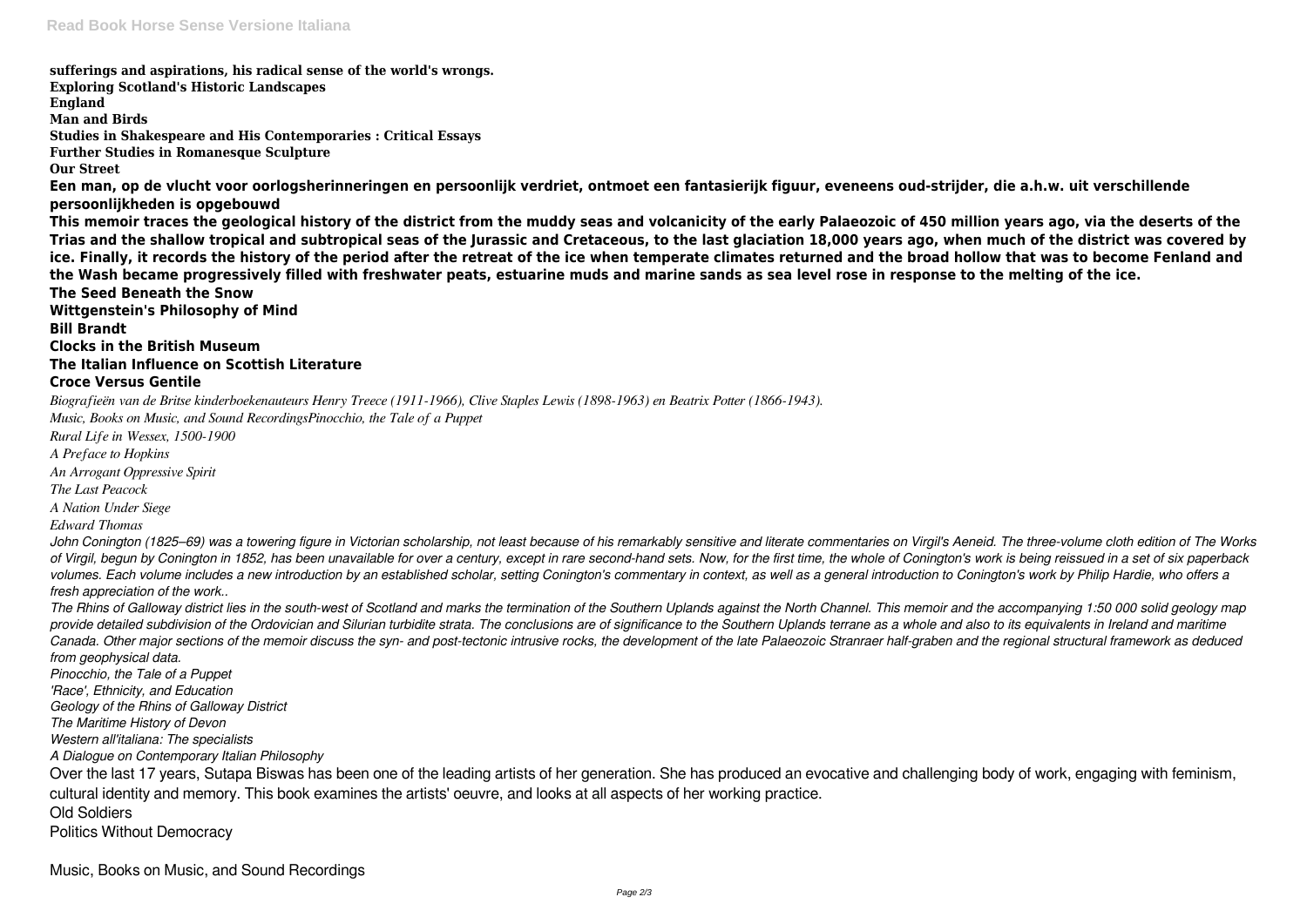**sufferings and aspirations, his radical sense of the world's wrongs.**
**Exploring Scotland's Historic Landscapes**
**England**
**Man and Birds**
**Studies in Shakespeare and His Contemporaries : Critical Essays**
**Further Studies in Romanesque Sculpture**
**Our Street**

**Een man, op de vlucht voor oorlogsherinneringen en persoonlijk verdriet, ontmoet een fantasierijk figuur, eveneens oud-strijder, die a.h.w. uit verschillende persoonlijkheden is opgebouwd**

**This memoir traces the geological history of the district from the muddy seas and volcanicity of the early Palaeozoic of 450 million years ago, via the deserts of the Trias and the shallow tropical and subtropical seas of the Jurassic and Cretaceous, to the last glaciation 18,000 years ago, when much of the district was covered by ice. Finally, it records the history of the period after the retreat of the ice when temperate climates returned and the broad hollow that was to become Fenland and the Wash became progressively filled with freshwater peats, estuarine muds and marine sands as sea level rose in response to the melting of the ice.**

**The Seed Beneath the Snow**
**Wittgenstein's Philosophy of Mind**
**Bill Brandt**
**Clocks in the British Museum**
**The Italian Influence on Scottish Literature**
**Croce Versus Gentile**

*Biografieën van de Britse kinderboekenauteurs Henry Treece (1911-1966), Clive Staples Lewis (1898-1963) en Beatrix Potter (1866-1943).*
*Music, Books on Music, and Sound RecordingsPinocchio, the Tale of a Puppet*
*Rural Life in Wessex, 1500-1900*
*A Preface to Hopkins*
*An Arrogant Oppressive Spirit*
*The Last Peacock*
*A Nation Under Siege*
*Edward Thomas*

*John Conington (1825–69) was a towering figure in Victorian scholarship, not least because of his remarkably sensitive and literate commentaries on Virgil's Aeneid. The three-volume cloth edition of The Works of Virgil, begun by Conington in 1852, has been unavailable for over a century, except in rare second-hand sets. Now, for the first time, the whole of Conington's work is being reissued in a set of six paperback volumes. Each volume includes a new introduction by an established scholar, setting Conington's commentary in context, as well as a general introduction to Conington's work by Philip Hardie, who offers a fresh appreciation of the work..*

*The Rhins of Galloway district lies in the south-west of Scotland and marks the termination of the Southern Uplands against the North Channel. This memoir and the accompanying 1:50 000 solid geology map provide detailed subdivision of the Ordovician and Silurian turbidite strata. The conclusions are of significance to the Southern Uplands terrane as a whole and also to its equivalents in Ireland and maritime Canada. Other major sections of the memoir discuss the syn- and post-tectonic intrusive rocks, the development of the late Palaeozoic Stranraer half-graben and the regional structural framework as deduced from geophysical data.*

*Pinocchio, the Tale of a Puppet*
*'Race', Ethnicity, and Education*
*Geology of the Rhins of Galloway District*
*The Maritime History of Devon*
*Western all'italiana: The specialists*
*A Dialogue on Contemporary Italian Philosophy*

Over the last 17 years, Sutapa Biswas has been one of the leading artists of her generation. She has produced an evocative and challenging body of work, engaging with feminism, cultural identity and memory. This book examines the artists' oeuvre, and looks at all aspects of her working practice.

Old Soldiers
Politics Without Democracy

Music, Books on Music, and Sound Recordings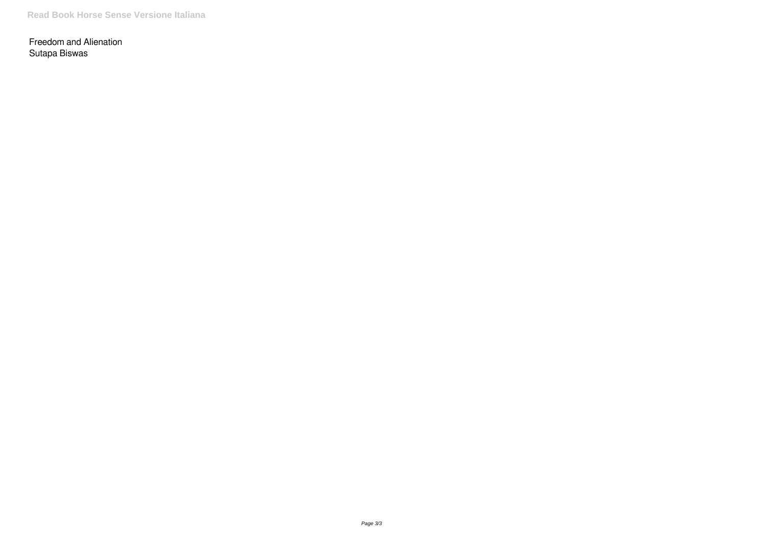Freedom and Alienation
Sutapa Biswas